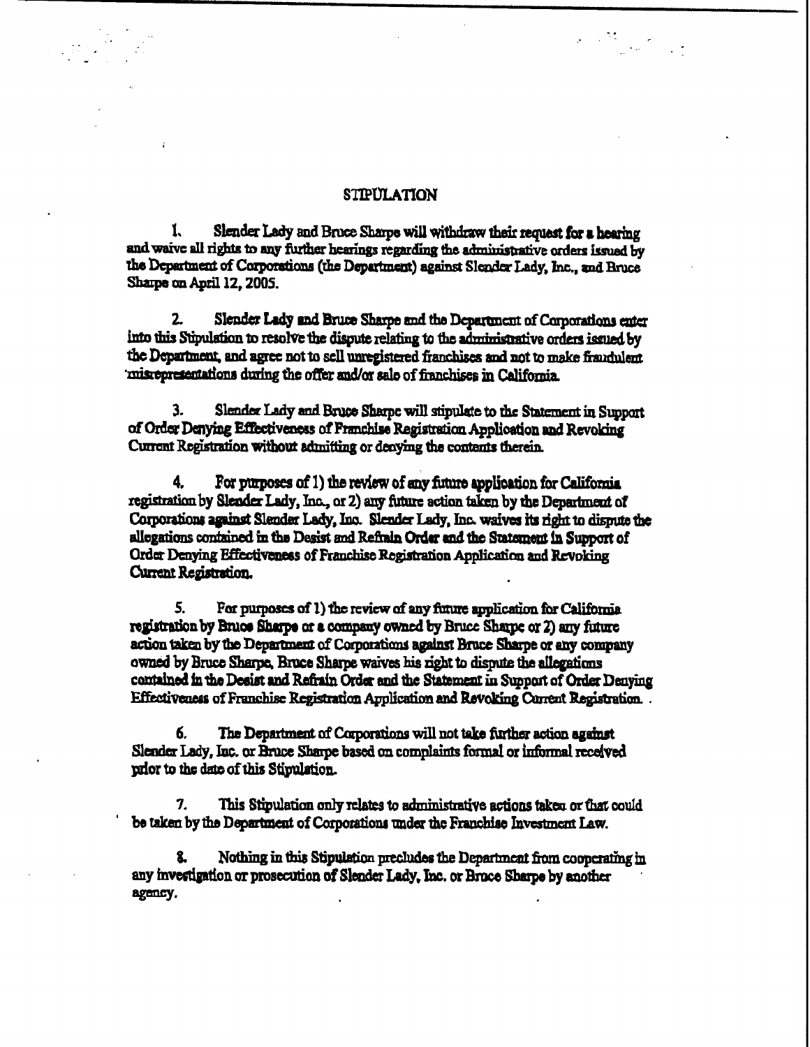## STIPULATION

1. Slender Lady and Bruce Sharpe will withdraw their request for a hearing and waive all rights to any further hearings regarding the administrative orders issued by the Department of Corporations (the Department) against Slender Lady, Inc., and Bruce Sharpe on April 12, 2005.

2. Slender Lady and Bruce Sharpe and the Department of Corporations enter into this Stipulation to resolve the dispute relating to the administrative orders issued by the Department, and agree not to sell unregistered franchises and not to make fraudulent misrepresentations during the offer and/or sale of franchises in California.

3. Slender Lady and Bruce Sharpe will stipulate to the Statement in Support of Order Denying Effectiveness of Franchise Registration Application and Revoking Current Registration without admitting or denying the contents therein.

4. For purposes of 1) the review of any future application for California registration by Slender Lady, Inc., or 2) any future action taken by the Department of Corporations against Slender Lady, Inc. Slender Lady, Inc. waives its right to dispute the allegations contained in the Desist and Refrain Order and the Statement in Support of Order Denying Effectiveness of Franchise Registration Application and Revoking Current Registration.

5. For purposes of 1) the review of any future application for California registration by Bruce Sharpe or a company owned by Bruce Sharpe or 2) any future action taken by the Department of Corporations against Bruce Sharpe or any company owned by Bruce Sharpe, Bruce Sharpe waives his right to dispute the allegations contained in the Desist and Refrain Order and the Statement in Support of Order Denying Effectiveness of Franchise Registration Application and Revoking Current Registration.

6. The Department of Corporations will not take further action against Slender Lady, Inc. or Bruce Sharpe based on complaints formal or informal received prior to the date of this Stipulation.

7. This Stipulation only relates to administrative actions taken or that could be taken by the Department of Corporations under the Franchise Investment Law.

8. Nothing in this Stipulation precludes the Department from cooperating in any investigation or prosecution of Slender Lady, Inc. or Bruce Sharpe by another agency.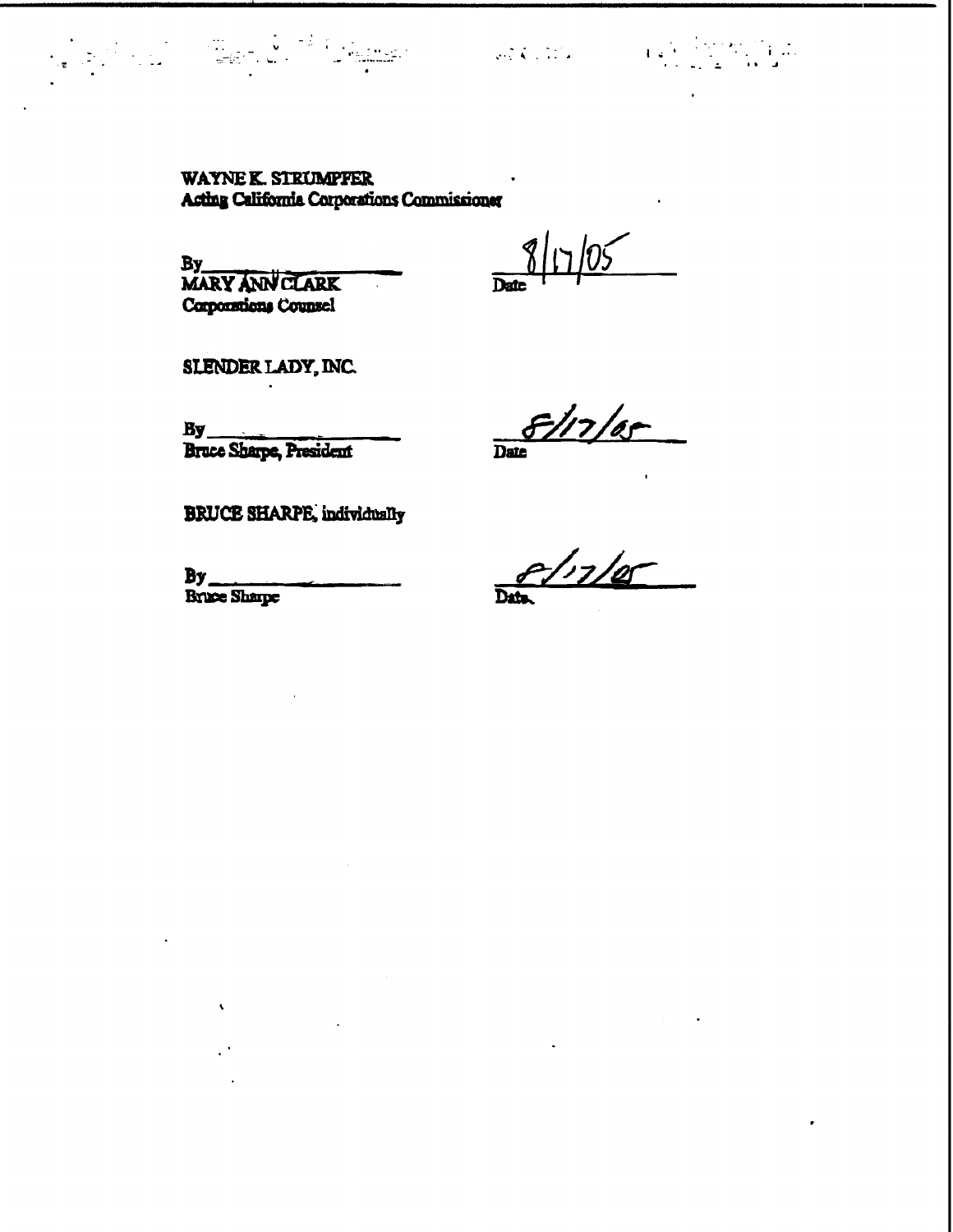**WAYNE K. STRUMPFER**
**Acting California Corporations Commissioner**

By ______________________ $\quad$ 8/17/05
**MARY ANN CLARK** $\quad$ Date
**Corporations Counsel**

**SLENDER LADY, INC.**

By ______________________ $\quad$ 8/17/05
**Bruce Sharpe, President** $\quad$ Date

**BRUCE SHARPE, individually**

By ______________________ $\quad$ 8/17/05
**Bruce Sharpe** $\quad$ Date